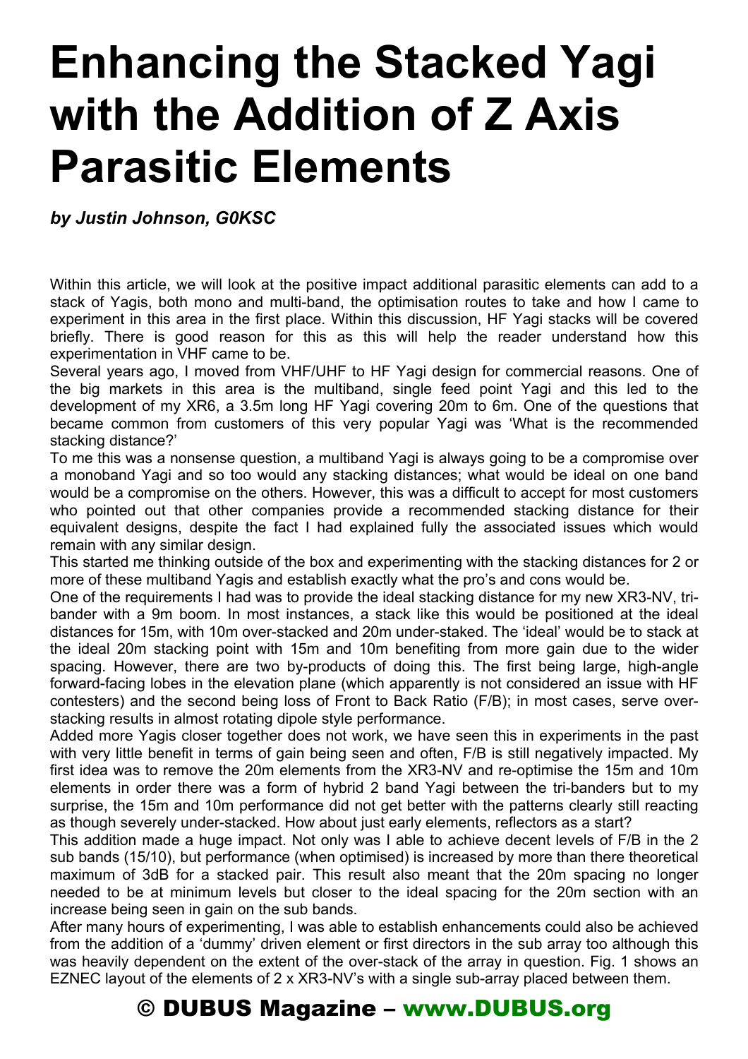# Enhancing the Stacked Yagi with the Addition of Z Axis Parasitic Elements

***by Justin Johnson, G0KSC***

Within this article, we will look at the positive impact additional parasitic elements can add to a stack of Yagis, both mono and multi-band, the optimisation routes to take and how I came to experiment in this area in the first place. Within this discussion, HF Yagi stacks will be covered briefly. There is good reason for this as this will help the reader understand how this experimentation in VHF came to be.

Several years ago, I moved from VHF/UHF to HF Yagi design for commercial reasons. One of the big markets in this area is the multiband, single feed point Yagi and this led to the development of my XR6, a 3.5m long HF Yagi covering 20m to 6m. One of the questions that became common from customers of this very popular Yagi was 'What is the recommended stacking distance?'

To me this was a nonsense question, a multiband Yagi is always going to be a compromise over a monoband Yagi and so too would any stacking distances; what would be ideal on one band would be a compromise on the others. However, this was a difficult to accept for most customers who pointed out that other companies provide a recommended stacking distance for their equivalent designs, despite the fact I had explained fully the associated issues which would remain with any similar design.

This started me thinking outside of the box and experimenting with the stacking distances for 2 or more of these multiband Yagis and establish exactly what the pro's and cons would be.

One of the requirements I had was to provide the ideal stacking distance for my new XR3-NV, tri-bander with a 9m boom. In most instances, a stack like this would be positioned at the ideal distances for 15m, with 10m over-stacked and 20m under-staked. The 'ideal' would be to stack at the ideal 20m stacking point with 15m and 10m benefiting from more gain due to the wider spacing. However, there are two by-products of doing this. The first being large, high-angle forward-facing lobes in the elevation plane (which apparently is not considered an issue with HF contesters) and the second being loss of Front to Back Ratio (F/B); in most cases, serve over-stacking results in almost rotating dipole style performance.

Added more Yagis closer together does not work, we have seen this in experiments in the past with very little benefit in terms of gain being seen and often, F/B is still negatively impacted. My first idea was to remove the 20m elements from the XR3-NV and re-optimise the 15m and 10m elements in order there was a form of hybrid 2 band Yagi between the tri-banders but to my surprise, the 15m and 10m performance did not get better with the patterns clearly still reacting as though severely under-stacked. How about just early elements, reflectors as a start?

This addition made a huge impact. Not only was I able to achieve decent levels of F/B in the 2 sub bands (15/10), but performance (when optimised) is increased by more than there theoretical maximum of 3dB for a stacked pair. This result also meant that the 20m spacing no longer needed to be at minimum levels but closer to the ideal spacing for the 20m section with an increase being seen in gain on the sub bands.

After many hours of experimenting, I was able to establish enhancements could also be achieved from the addition of a 'dummy' driven element or first directors in the sub array too although this was heavily dependent on the extent of the over-stack of the array in question. Fig. 1 shows an EZNEC layout of the elements of 2 x XR3-NV's with a single sub-array placed between them.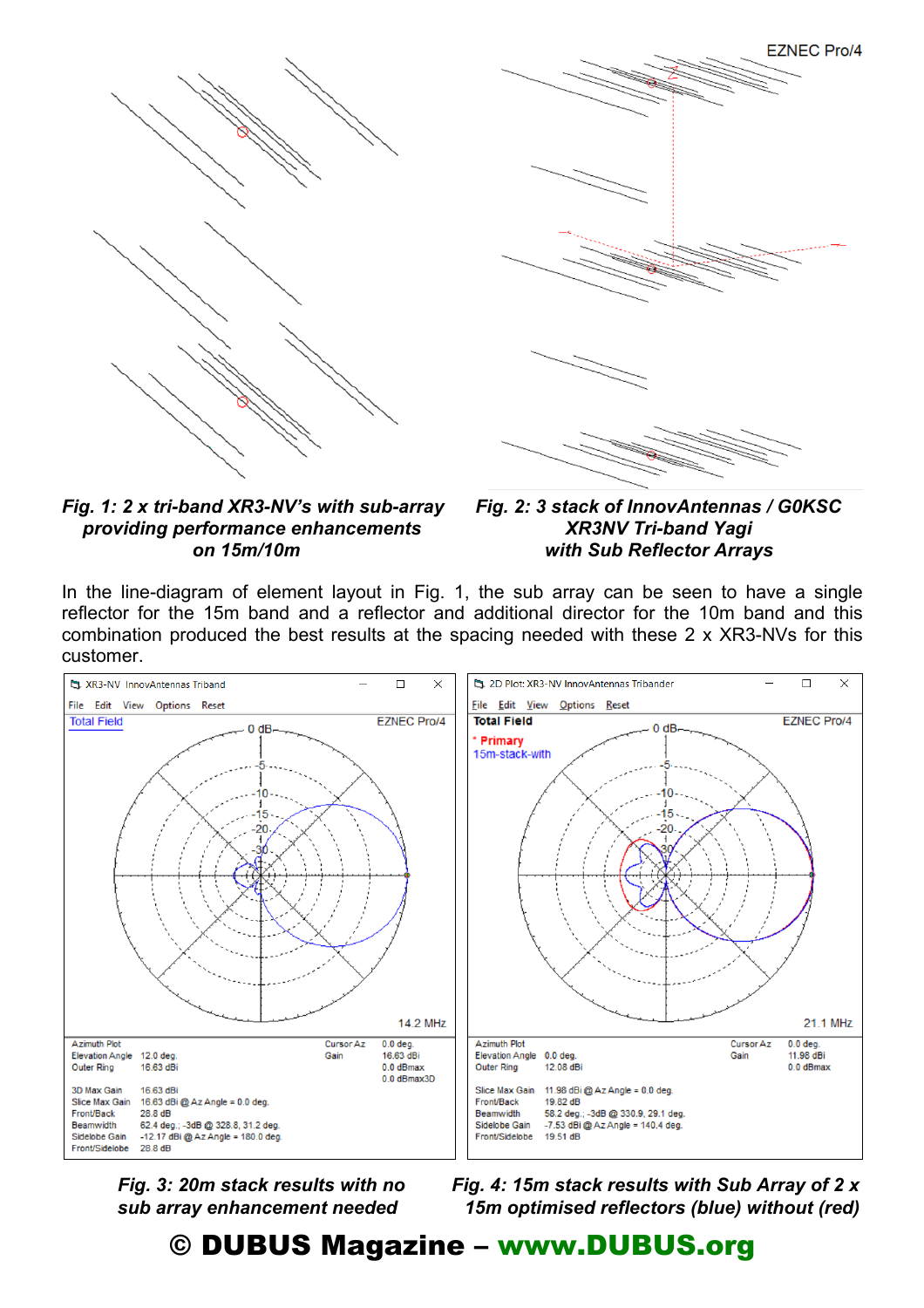*Fig. 1: 2 x tri-band XR3-NV's with sub-array providing performance enhancements on 15m/10m*

*Fig. 2: 3 stack of InnovAntennas / G0KSC XR3NV Tri-band Yagi with Sub Reflector Arrays*

In the line-diagram of element layout in Fig. 1, the sub array can be seen to have a single reflector for the 15m band and a reflector and additional director for the 10m band and this combination produced the best results at the spacing needed with these 2 x XR3-NVs for this customer.

*Fig. 3: 20m stack results with no sub array enhancement needed*

*Fig. 4: 15m stack results with Sub Array of 2 x 15m optimised reflectors (blue) without (red)*

**© DUBUS Magazine – www.DUBUS.org**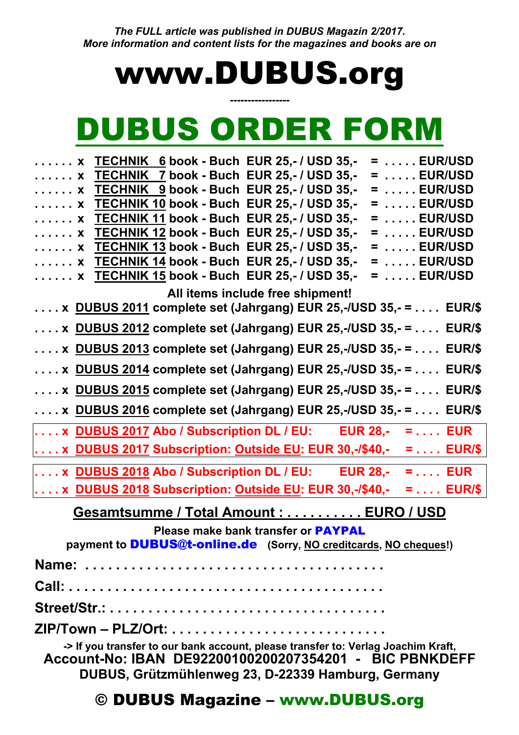*The FULL article was published in DUBUS Magazin 2/2017.*
*More information and content lists for the magazines and books are on*

# www.DUBUS.org

-----------------

# DUBUS ORDER FORM

. . . . . . x TECHNIK 6 book - Buch EUR 25,- / USD 35,- = . . . . . EUR/USD
. . . . . . x TECHNIK 7 book - Buch EUR 25,- / USD 35,- = . . . . . EUR/USD
. . . . . . x TECHNIK 9 book - Buch EUR 25,- / USD 35,- = . . . . . EUR/USD
. . . . . . x TECHNIK 10 book - Buch EUR 25,- / USD 35,- = . . . . . EUR/USD
. . . . . . x TECHNIK 11 book - Buch EUR 25,- / USD 35,- = . . . . . EUR/USD
. . . . . . x TECHNIK 12 book - Buch EUR 25,- / USD 35,- = . . . . . EUR/USD
. . . . . . x TECHNIK 13 book - Buch EUR 25,- / USD 35,- = . . . . . EUR/USD
. . . . . . x TECHNIK 14 book - Buch EUR 25,- / USD 35,- = . . . . . EUR/USD
. . . . . . x TECHNIK 15 book - Buch EUR 25,- / USD 35,- = . . . . . EUR/USD

**All items include free shipment!**

. . . . x DUBUS 2011 complete set (Jahrgang) EUR 25,-/USD 35,- = . . . . EUR/$

. . . . x DUBUS 2012 complete set (Jahrgang) EUR 25,-/USD 35,- = . . . . EUR/$

. . . . x DUBUS 2013 complete set (Jahrgang) EUR 25,-/USD 35,- = . . . . EUR/$

. . . . x DUBUS 2014 complete set (Jahrgang) EUR 25,-/USD 35,- = . . . . EUR/$

. . . . x DUBUS 2015 complete set (Jahrgang) EUR 25,-/USD 35,- = . . . . EUR/$

. . . . x DUBUS 2016 complete set (Jahrgang) EUR 25,-/USD 35,- = . . . . EUR/$

. . . . x DUBUS 2017 Abo / Subscription DL / EU: EUR 28,- = . . . . EUR
. . . . x DUBUS 2017 Subscription: Outside EU: EUR 30,-/$40,- = . . . . EUR/$

. . . . x DUBUS 2018 Abo / Subscription DL / EU: EUR 28,- = . . . . EUR
. . . . x DUBUS 2018 Subscription: Outside EU: EUR 30,-/$40,- = . . . . EUR/$

**Gesamtsumme / Total Amount : . . . . . . . . . . EURO / USD**

**Please make bank transfer or PAYPAL**
**payment to DUBUS@t-online.de** (Sorry, NO creditcards, NO cheques!)

**Name:** . . . . . . . . . . . . . . . . . . . . . . . . . . . . . . . . . . . . . . . .

**Call:** . . . . . . . . . . . . . . . . . . . . . . . . . . . . . . . . . . . . . . . . .

**Street/Str.:** . . . . . . . . . . . . . . . . . . . . . . . . . . . . . . . . . . . .

**ZIP/Town – PLZ/Ort:** . . . . . . . . . . . . . . . . . . . . . . . . . . . .

-> If you transfer to our bank account, please transfer to: Verlag Joachim Kraft,
**Account-No: IBAN DE92200100200207354201 - BIC PBNKDEFF**
**DUBUS, Grützmühlenweg 23, D-22339 Hamburg, Germany**

**© DUBUS Magazine – www.DUBUS.org**